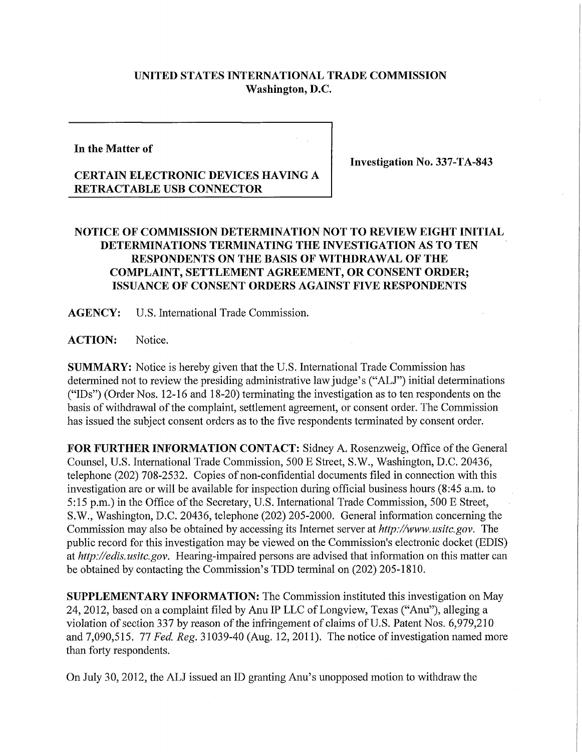**UNITED STATES INTERNATIONAL TRADE COMMISSION**
**Washington, D.C.**

**In the Matter of**

**CERTAIN ELECTRONIC DEVICES HAVING A RETRACTABLE USB CONNECTOR**

**Investigation No. 337-TA-843**

## NOTICE OF COMMISSION DETERMINATION NOT TO REVIEW EIGHT INITIAL DETERMINATIONS TERMINATING THE INVESTIGATION AS TO TEN RESPONDENTS ON THE BASIS OF WITHDRAWAL OF THE COMPLAINT, SETTLEMENT AGREEMENT, OR CONSENT ORDER; ISSUANCE OF CONSENT ORDERS AGAINST FIVE RESPONDENTS

**AGENCY:** U.S. International Trade Commission.

**ACTION:** Notice.

**SUMMARY:** Notice is hereby given that the U.S. International Trade Commission has determined not to review the presiding administrative law judge's ("ALJ") initial determinations ("IDs") (Order Nos. 12-16 and 18-20) terminating the investigation as to ten respondents on the basis of withdrawal of the complaint, settlement agreement, or consent order. The Commission has issued the subject consent orders as to the five respondents terminated by consent order.

**FOR FURTHER INFORMATION CONTACT:** Sidney A. Rosenzweig, Office of the General Counsel, U.S. International Trade Commission, 500 E Street, S.W., Washington, D.C. 20436, telephone (202) 708-2532. Copies of non-confidential documents filed in connection with this investigation are or will be available for inspection during official business hours (8:45 a.m. to 5:15 p.m.) in the Office of the Secretary, U.S. International Trade Commission, 500 E Street, S.W., Washington, D.C. 20436, telephone (202) 205-2000. General information concerning the Commission may also be obtained by accessing its Internet server at *http://www.usitc.gov*. The public record for this investigation may be viewed on the Commission's electronic docket (EDIS) at *http://edis.usitc.gov*. Hearing-impaired persons are advised that information on this matter can be obtained by contacting the Commission's TDD terminal on (202) 205-1810.

**SUPPLEMENTARY INFORMATION:** The Commission instituted this investigation on May 24, 2012, based on a complaint filed by Anu IP LLC of Longview, Texas ("Anu"), alleging a violation of section 337 by reason of the infringement of claims of U.S. Patent Nos. 6,979,210 and 7,090,515. 77 *Fed. Reg.* 31039-40 (Aug. 12, 2011). The notice of investigation named more than forty respondents.

On July 30, 2012, the ALJ issued an ID granting Anu's unopposed motion to withdraw the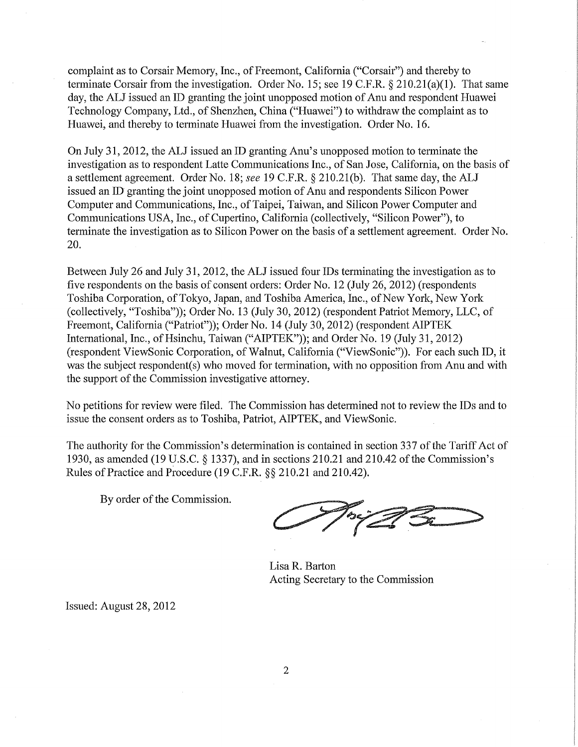complaint as to Corsair Memory, Inc., of Freemont, California ("Corsair") and thereby to terminate Corsair from the investigation. Order No. 15; see 19 C.F.R. § 210.21(a)(1). That same day, the ALJ issued an ID granting the joint unopposed motion of Anu and respondent Huawei Technology Company, Ltd., of Shenzhen, China ("Huawei") to withdraw the complaint as to Huawei, and thereby to terminate Huawei from the investigation. Order No. 16.

On July 31, 2012, the ALJ issued an ID granting Anu's unopposed motion to terminate the investigation as to respondent Latte Communications Inc., of San Jose, California, on the basis of a settlement agreement. Order No. 18; *see* 19 C.F.R. § 210.21(b). That same day, the ALJ issued an ID granting the joint unopposed motion of Anu and respondents Silicon Power Computer and Communications, Inc., of Taipei, Taiwan, and Silicon Power Computer and Communications USA, Inc., of Cupertino, California (collectively, "Silicon Power"), to terminate the investigation as to Silicon Power on the basis of a settlement agreement. Order No. 20.

Between July 26 and July 31, 2012, the ALJ issued four IDs terminating the investigation as to five respondents on the basis of consent orders: Order No. 12 (July 26, 2012) (respondents Toshiba Corporation, of Tokyo, Japan, and Toshiba America, Inc., of New York, New York (collectively, "Toshiba")); Order No. 13 (July 30, 2012) (respondent Patriot Memory, LLC, of Freemont, California ("Patriot")); Order No. 14 (July 30, 2012) (respondent AIPTEK International, Inc., of Hsinchu, Taiwan ("AIPTEK")); and Order No. 19 (July 31, 2012) (respondent ViewSonic Corporation, of Walnut, California ("ViewSonic")). For each such ID, it was the subject respondent(s) who moved for termination, with no opposition from Anu and with the support of the Commission investigative attorney.

No petitions for review were filed. The Commission has determined not to review the IDs and to issue the consent orders as to Toshiba, Patriot, AIPTEK, and ViewSonic.

The authority for the Commission's determination is contained in section 337 of the Tariff Act of 1930, as amended (19 U.S.C. § 1337), and in sections 210.21 and 210.42 of the Commission's Rules of Practice and Procedure (19 C.F.R. §§ 210.21 and 210.42).

By order of the Commission.

Lisa R. Barton
Acting Secretary to the Commission

Issued: August 28, 2012